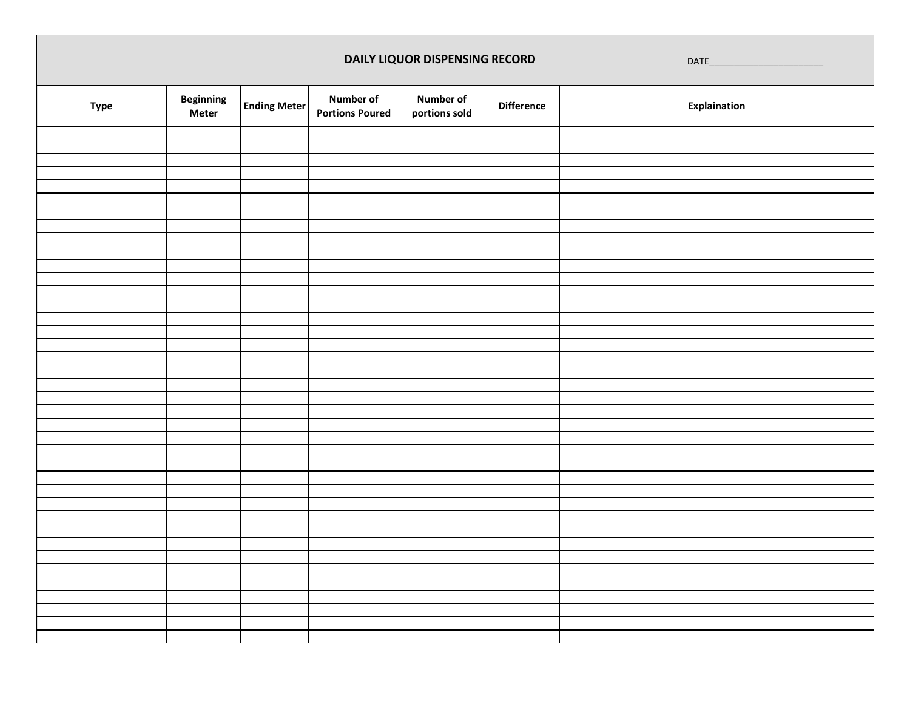# DAILY LIQUOR DISPENSING RECORD

DATE_______________________

| Type | Beginning Meter | Ending Meter | Number of Portions Poured | Number of portions sold | Difference | Explaination |
|---|---|---|---|---|---|---|
| | | | | | | |
| | | | | | | |
| | | | | | | |
| | | | | | | |
| | | | | | | |
| | | | | | | |
| | | | | | | |
| | | | | | | |
| | | | | | | |
| | | | | | | |
| | | | | | | |
| | | | | | | |
| | | | | | | |
| | | | | | | |
| | | | | | | |
| | | | | | | |
| | | | | | | |
| | | | | | | |
| | | | | | | |
| | | | | | | |
| | | | | | | |
| | | | | | | |
| | | | | | | |
| | | | | | | |
| | | | | | | |
| | | | | | | |
| | | | | | | |
| | | | | | | |
| | | | | | | |
| | | | | | | |
| | | | | | | |
| | | | | | | |
| | | | | | | |
| | | | | | | |
| | | | | | | |
| | | | | | | |
| | | | | | | |
| | | | | | | |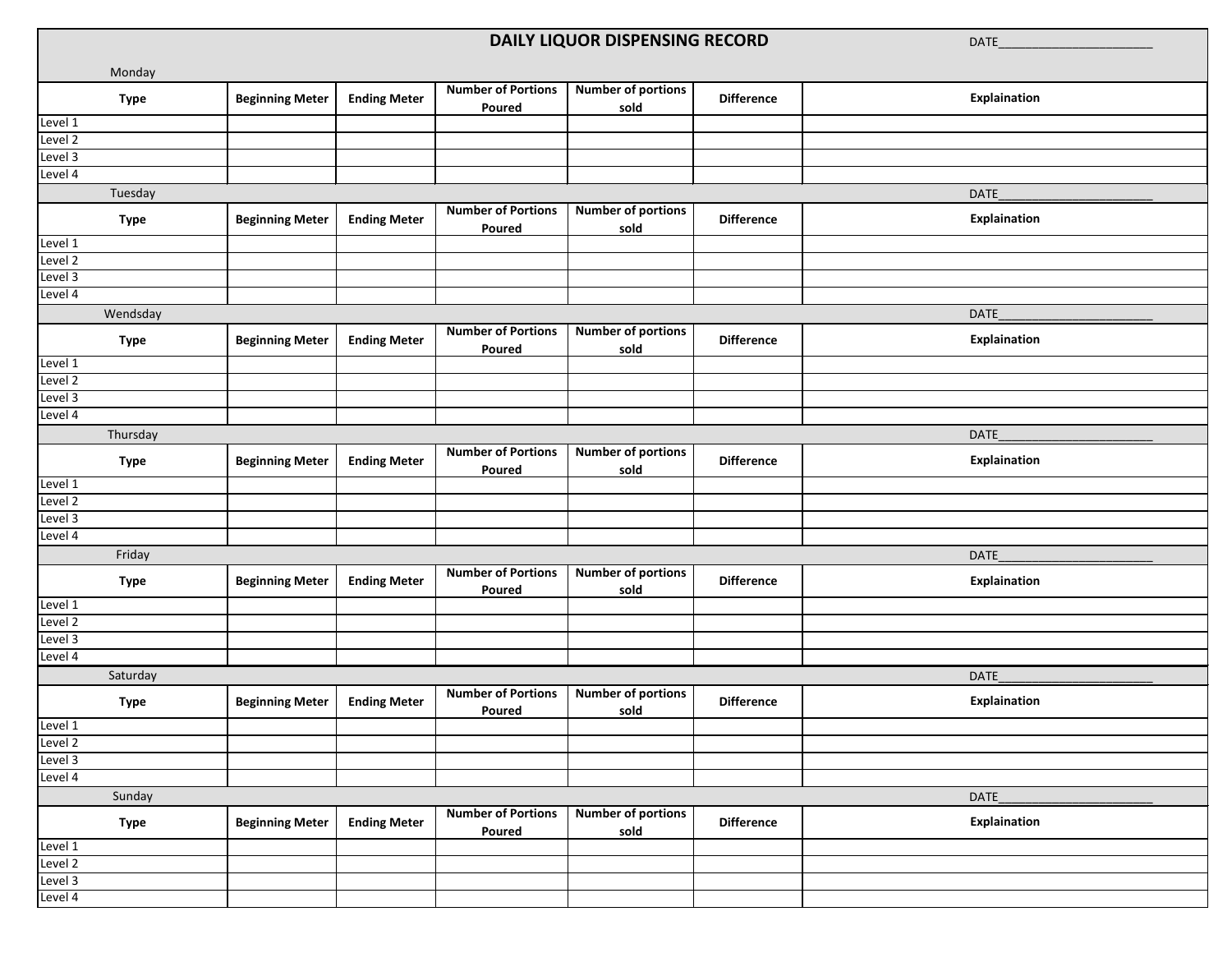# DAILY LIQUOR DISPENSING RECORD

DATE_______________________

Monday

| Type | Beginning Meter | Ending Meter | Number of Portions Poured | Number of portions sold | Difference | Explaination |
|---|---|---|---|---|---|---|
| Level 1 | | | | | | |
| Level 2 | | | | | | |
| Level 3 | | | | | | |
| Level 4 | | | | | | |

Tuesday

DATE_______________________

| Type | Beginning Meter | Ending Meter | Number of Portions Poured | Number of portions sold | Difference | Explaination |
|---|---|---|---|---|---|---|
| Level 1 | | | | | | |
| Level 2 | | | | | | |
| Level 3 | | | | | | |
| Level 4 | | | | | | |

Wendsday

DATE_______________________

| Type | Beginning Meter | Ending Meter | Number of Portions Poured | Number of portions sold | Difference | Explaination |
|---|---|---|---|---|---|---|
| Level 1 | | | | | | |
| Level 2 | | | | | | |
| Level 3 | | | | | | |
| Level 4 | | | | | | |

Thursday

DATE_______________________

| Type | Beginning Meter | Ending Meter | Number of Portions Poured | Number of portions sold | Difference | Explaination |
|---|---|---|---|---|---|---|
| Level 1 | | | | | | |
| Level 2 | | | | | | |
| Level 3 | | | | | | |
| Level 4 | | | | | | |

Friday

DATE_______________________

| Type | Beginning Meter | Ending Meter | Number of Portions Poured | Number of portions sold | Difference | Explaination |
|---|---|---|---|---|---|---|
| Level 1 | | | | | | |
| Level 2 | | | | | | |
| Level 3 | | | | | | |
| Level 4 | | | | | | |

Saturday

DATE_______________________

| Type | Beginning Meter | Ending Meter | Number of Portions Poured | Number of portions sold | Difference | Explaination |
|---|---|---|---|---|---|---|
| Level 1 | | | | | | |
| Level 2 | | | | | | |
| Level 3 | | | | | | |
| Level 4 | | | | | | |

Sunday

DATE_______________________

| Type | Beginning Meter | Ending Meter | Number of Portions Poured | Number of portions sold | Difference | Explaination |
|---|---|---|---|---|---|---|
| Level 1 | | | | | | |
| Level 2 | | | | | | |
| Level 3 | | | | | | |
| Level 4 | | | | | | |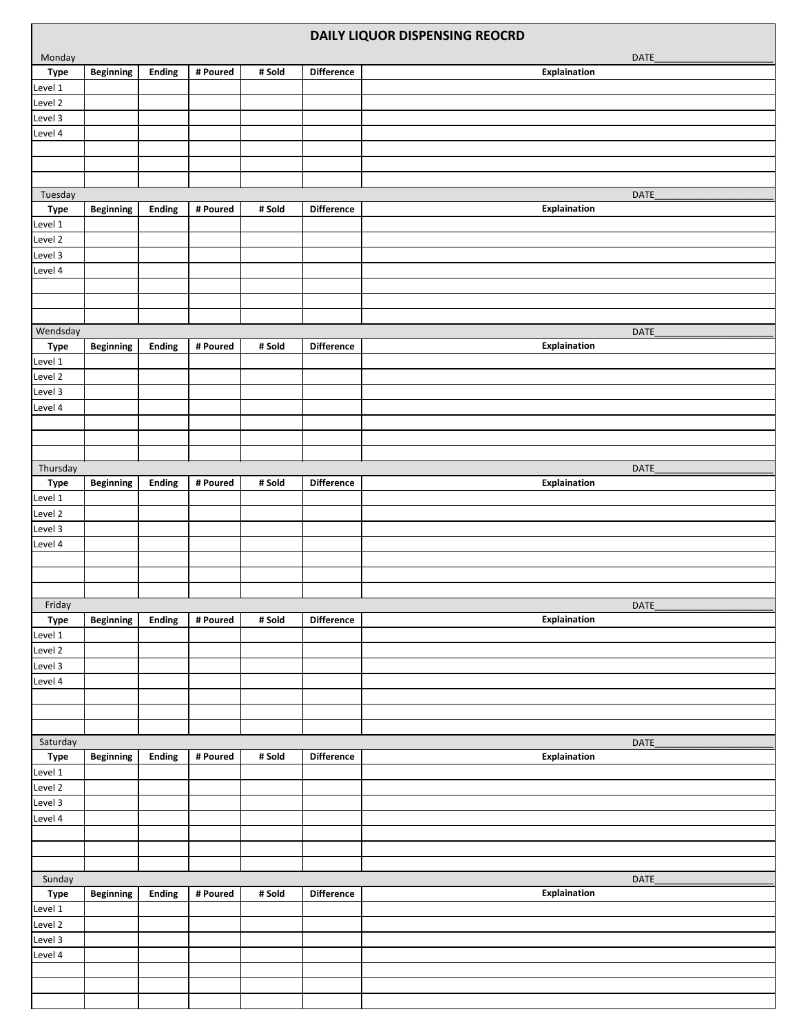# DAILY LIQUOR DISPENSING REOCRD

Monday DATE______________________

| Type | Beginning | Ending | # Poured | # Sold | Difference | Explaination |
|---|---|---|---|---|---|---|
| Level 1 | | | | | | |
| Level 2 | | | | | | |
| Level 3 | | | | | | |
| Level 4 | | | | | | |
| | | | | | | |
| | | | | | | |
| | | | | | | |

Tuesday DATE______________________

| Type | Beginning | Ending | # Poured | # Sold | Difference | Explaination |
|---|---|---|---|---|---|---|
| Level 1 | | | | | | |
| Level 2 | | | | | | |
| Level 3 | | | | | | |
| Level 4 | | | | | | |
| | | | | | | |
| | | | | | | |
| | | | | | | |

Wendsday DATE______________________

| Type | Beginning | Ending | # Poured | # Sold | Difference | Explaination |
|---|---|---|---|---|---|---|
| Level 1 | | | | | | |
| Level 2 | | | | | | |
| Level 3 | | | | | | |
| Level 4 | | | | | | |
| | | | | | | |
| | | | | | | |
| | | | | | | |

Thursday DATE______________________

| Type | Beginning | Ending | # Poured | # Sold | Difference | Explaination |
|---|---|---|---|---|---|---|
| Level 1 | | | | | | |
| Level 2 | | | | | | |
| Level 3 | | | | | | |
| Level 4 | | | | | | |
| | | | | | | |
| | | | | | | |
| | | | | | | |

Friday DATE______________________

| Type | Beginning | Ending | # Poured | # Sold | Difference | Explaination |
|---|---|---|---|---|---|---|
| Level 1 | | | | | | |
| Level 2 | | | | | | |
| Level 3 | | | | | | |
| Level 4 | | | | | | |
| | | | | | | |
| | | | | | | |
| | | | | | | |

Saturday DATE______________________

| Type | Beginning | Ending | # Poured | # Sold | Difference | Explaination |
|---|---|---|---|---|---|---|
| Level 1 | | | | | | |
| Level 2 | | | | | | |
| Level 3 | | | | | | |
| Level 4 | | | | | | |
| | | | | | | |
| | | | | | | |
| | | | | | | |

Sunday DATE______________________

| Type | Beginning | Ending | # Poured | # Sold | Difference | Explaination |
|---|---|---|---|---|---|---|
| Level 1 | | | | | | |
| Level 2 | | | | | | |
| Level 3 | | | | | | |
| Level 4 | | | | | | |
| | | | | | | |
| | | | | | | |
| | | | | | | |